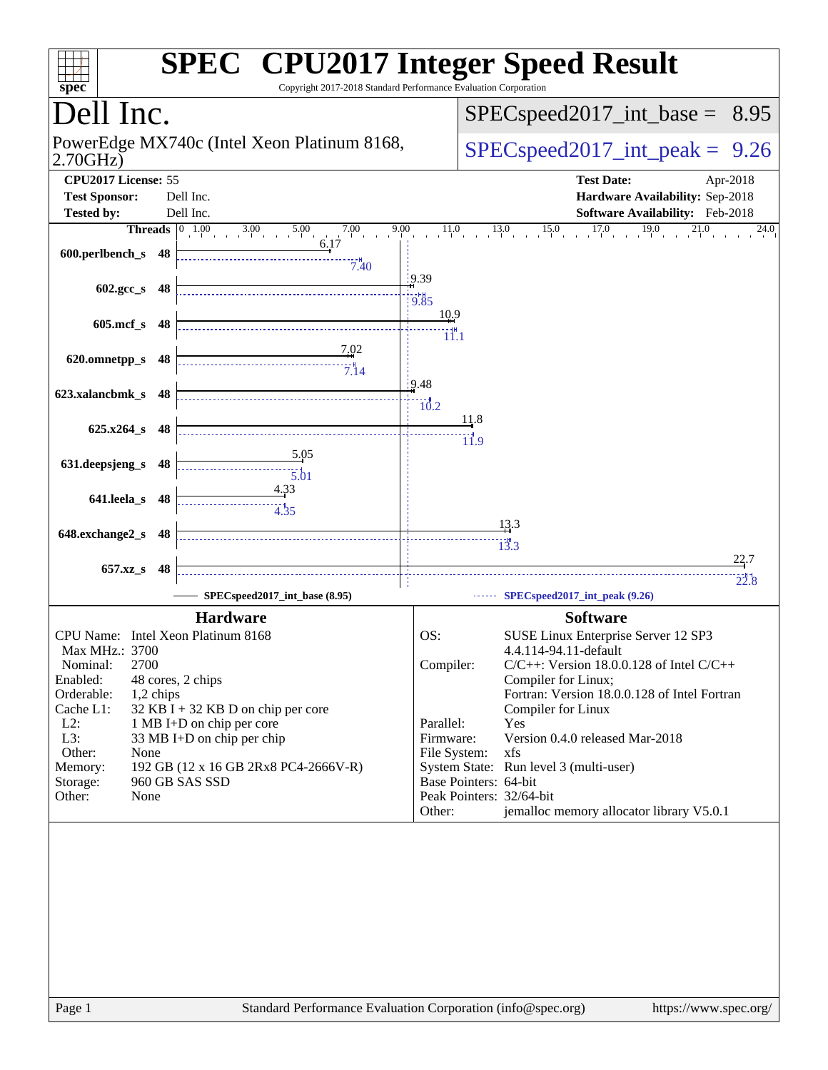# SPEC CPU2017 Integer Speed Result

Copyright 2017-2018 Standard Performance Evaluation Corporation

## Dell Inc.

PowerEdge MX740c (Intel Xeon Platinum 8168, 2.70GHz)

SPECspeed2017_int_base = 8.95

SPECspeed2017_int_peak = 9.26

| | | | |
|---|---|---|---|
| **CPU2017 License:** | 55 | **Test Date:** | Apr-2018 |
| **Test Sponsor:** | Dell Inc. | **Hardware Availability:** | Sep-2018 |
| **Tested by:** | Dell Inc. | **Software Availability:** | Feb-2018 |

| Benchmark | Threads | Base | Peak |
|---|---|---|---|
| 600.perlbench_s | 48 | 6.17 | 7.40 |
| 602.gcc_s | 48 | 9.39 | 9.85 |
| 605.mcf_s | 48 | 10.9 | 11.1 |
| 620.omnetpp_s | 48 | 7.02 | 7.14 |
| 623.xalancbmk_s | 48 | 9.48 | 10.2 |
| 625.x264_s | 48 | 11.8 | 11.9 |
| 631.deepsjeng_s | 48 | 5.05 | 5.01 |
| 641.leela_s | 48 | 4.33 | 4.35 |
| 648.exchange2_s | 48 | 13.3 | 13.3 |
| 657.xz_s | 48 | 22.7 | 22.8 |

SPECspeed2017_int_base (8.95) — SPECspeed2017_int_peak (9.26)

### Hardware

| | |
|---|---|
| CPU Name: | Intel Xeon Platinum 8168 |
| Max MHz.: | 3700 |
| Nominal: | 2700 |
| Enabled: | 48 cores, 2 chips |
| Orderable: | 1,2 chips |
| Cache L1: | 32 KB I + 32 KB D on chip per core |
| L2: | 1 MB I+D on chip per core |
| L3: | 33 MB I+D on chip per chip |
| Other: | None |
| Memory: | 192 GB (12 x 16 GB 2Rx8 PC4-2666V-R) |
| Storage: | 960 GB SAS SSD |
| Other: | None |

### Software

| | |
|---|---|
| OS: | SUSE Linux Enterprise Server 12 SP3 4.4.114-94.11-default |
| Compiler: | C/C++: Version 18.0.0.128 of Intel C/C++ Compiler for Linux; Fortran: Version 18.0.0.128 of Intel Fortran Compiler for Linux |
| Parallel: | Yes |
| Firmware: | Version 0.4.0 released Mar-2018 |
| File System: | xfs |
| System State: | Run level 3 (multi-user) |
| Base Pointers: | 64-bit |
| Peak Pointers: | 32/64-bit |
| Other: | jemalloc memory allocator library V5.0.1 |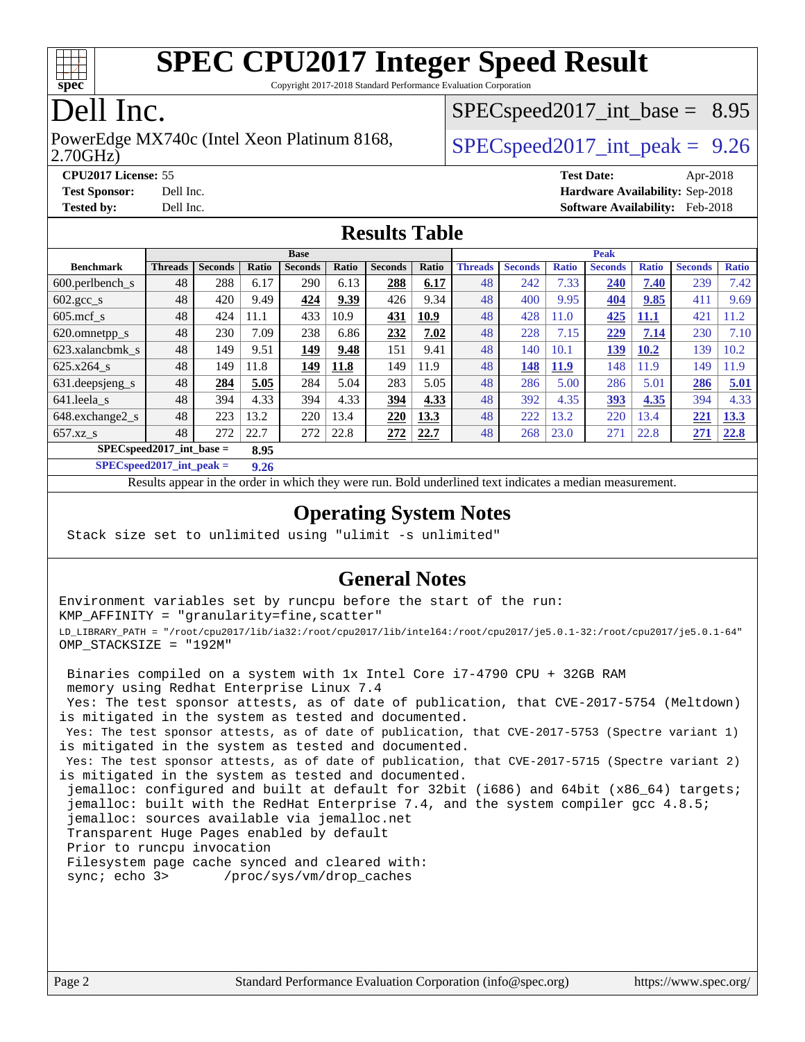# SPEC CPU2017 Integer Speed Result

Copyright 2017-2018 Standard Performance Evaluation Corporation

# Dell Inc.

PowerEdge MX740c (Intel Xeon Platinum 8168, 2.70GHz)

SPECspeed2017_int_base = 8.95

SPECspeed2017_int_peak = 9.26

**CPU2017 License:** 55
**Test Sponsor:** Dell Inc.
**Tested by:** Dell Inc.

**Test Date:** Apr-2018
**Hardware Availability:** Sep-2018
**Software Availability:** Feb-2018

## Results Table

| Benchmark | Base | | | | | | | Peak | | | | | | |
|---|---|---|---|---|---|---|---|---|---|---|---|---|---|---|
| | Threads | Seconds | Ratio | Seconds | Ratio | Seconds | Ratio | Threads | Seconds | Ratio | Seconds | Ratio | Seconds | Ratio |
| 600.perlbench_s | 48 | 288 | 6.17 | 290 | 6.13 | **288** | **6.17** | 48 | 242 | 7.33 | **240** | **7.40** | 239 | 7.42 |
| 602.gcc_s | 48 | 420 | 9.49 | **424** | **9.39** | 426 | 9.34 | 48 | 400 | 9.95 | **404** | **9.85** | 411 | 9.69 |
| 605.mcf_s | 48 | 424 | 11.1 | 433 | 10.9 | **431** | **10.9** | 48 | 428 | 11.0 | **425** | **11.1** | 421 | 11.2 |
| 620.omnetpp_s | 48 | 230 | 7.09 | 238 | 6.86 | **232** | **7.02** | 48 | 228 | 7.15 | **229** | **7.14** | 230 | 7.10 |
| 623.xalancbmk_s | 48 | 149 | 9.51 | **149** | **9.48** | 151 | 9.41 | 48 | 140 | 10.1 | **139** | **10.2** | 139 | 10.2 |
| 625.x264_s | 48 | 149 | 11.8 | **149** | **11.8** | 149 | 11.9 | 48 | **148** | **11.9** | 148 | 11.9 | 149 | 11.9 |
| 631.deepsjeng_s | 48 | **284** | **5.05** | 284 | 5.04 | 283 | 5.05 | 48 | 286 | 5.00 | 286 | 5.01 | **286** | **5.01** |
| 641.leela_s | 48 | 394 | 4.33 | 394 | 4.33 | **394** | **4.33** | 48 | 392 | 4.35 | **393** | **4.35** | 394 | 4.33 |
| 648.exchange2_s | 48 | 223 | 13.2 | 220 | 13.4 | **220** | **13.3** | 48 | 222 | 13.2 | 220 | 13.4 | **221** | **13.3** |
| 657.xz_s | 48 | 272 | 22.7 | 272 | 22.8 | **272** | **22.7** | 48 | 268 | 23.0 | 271 | 22.8 | **271** | **22.8** |

SPECspeed2017_int_base = **8.95**

SPECspeed2017_int_peak = **9.26**

Results appear in the order in which they were run. Bold underlined text indicates a median measurement.

## Operating System Notes

```
Stack size set to unlimited using "ulimit -s unlimited"
```

## General Notes

```
Environment variables set by runcpu before the start of the run:
KMP_AFFINITY = "granularity=fine,scatter"
LD_LIBRARY_PATH = "/root/cpu2017/lib/ia32:/root/cpu2017/lib/intel64:/root/cpu2017/je5.0.1-32:/root/cpu2017/je5.0.1-64"
OMP_STACKSIZE = "192M"

 Binaries compiled on a system with 1x Intel Core i7-4790 CPU + 32GB RAM
 memory using Redhat Enterprise Linux 7.4
 Yes: The test sponsor attests, as of date of publication, that CVE-2017-5754 (Meltdown)
is mitigated in the system as tested and documented.
 Yes: The test sponsor attests, as of date of publication, that CVE-2017-5753 (Spectre variant 1)
is mitigated in the system as tested and documented.
 Yes: The test sponsor attests, as of date of publication, that CVE-2017-5715 (Spectre variant 2)
is mitigated in the system as tested and documented.
 jemalloc: configured and built at default for 32bit (i686) and 64bit (x86_64) targets;
 jemalloc: built with the RedHat Enterprise 7.4, and the system compiler gcc 4.8.5;
 jemalloc: sources available via jemalloc.net
 Transparent Huge Pages enabled by default
 Prior to runcpu invocation
 Filesystem page cache synced and cleared with:
 sync; echo 3>       /proc/sys/vm/drop_caches
```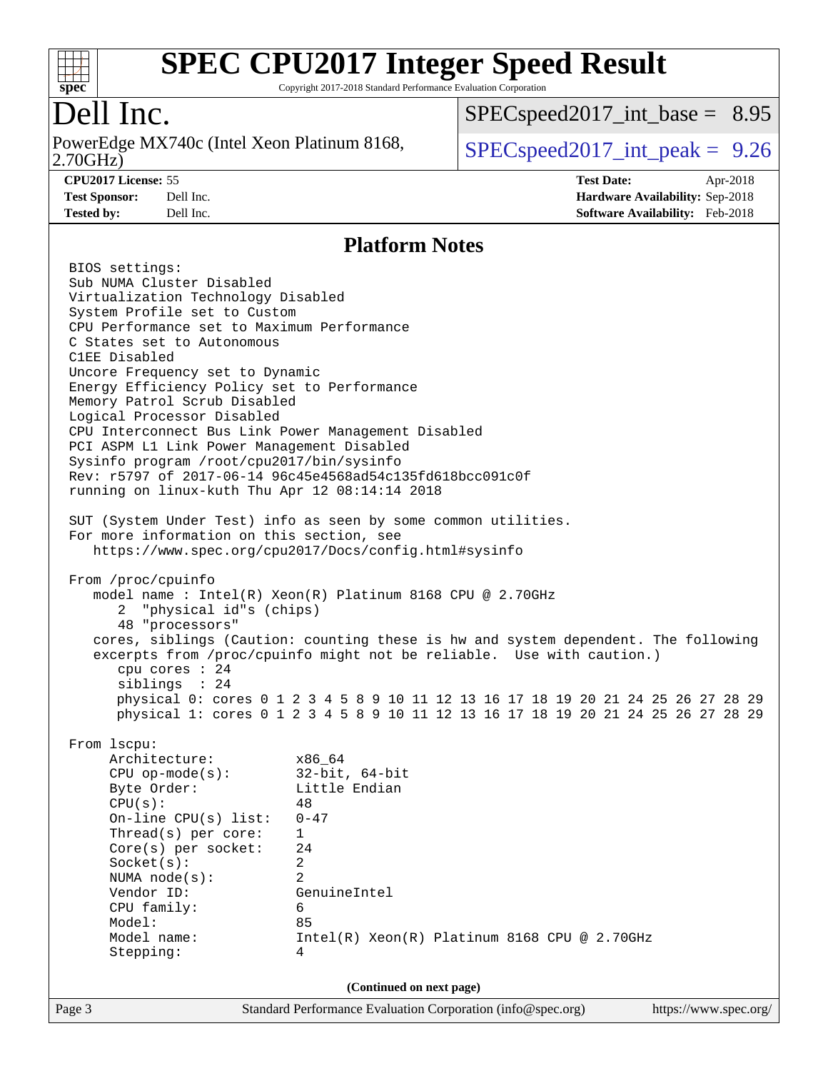# SPEC CPU2017 Integer Speed Result

Copyright 2017-2018 Standard Performance Evaluation Corporation

## Dell Inc.

PowerEdge MX740c (Intel Xeon Platinum 8168, 2.70GHz)

SPECspeed2017_int_base = 8.95

SPECspeed2017_int_peak = 9.26

**CPU2017 License:** 55
**Test Sponsor:** Dell Inc.
**Tested by:** Dell Inc.

**Test Date:** Apr-2018
**Hardware Availability:** Sep-2018
**Software Availability:** Feb-2018

## Platform Notes

```
BIOS settings:
Sub NUMA Cluster Disabled
Virtualization Technology Disabled
System Profile set to Custom
CPU Performance set to Maximum Performance
C States set to Autonomous
C1EE Disabled
Uncore Frequency set to Dynamic
Energy Efficiency Policy set to Performance
Memory Patrol Scrub Disabled
Logical Processor Disabled
CPU Interconnect Bus Link Power Management Disabled
PCI ASPM L1 Link Power Management Disabled
Sysinfo program /root/cpu2017/bin/sysinfo
Rev: r5797 of 2017-06-14 96c45e4568ad54c135fd618bcc091c0f
running on linux-kuth Thu Apr 12 08:14:14 2018

SUT (System Under Test) info as seen by some common utilities.
For more information on this section, see
   https://www.spec.org/cpu2017/Docs/config.html#sysinfo

From /proc/cpuinfo
   model name : Intel(R) Xeon(R) Platinum 8168 CPU @ 2.70GHz
      2  "physical id"s (chips)
      48 "processors"
   cores, siblings (Caution: counting these is hw and system dependent. The following
   excerpts from /proc/cpuinfo might not be reliable.  Use with caution.)
      cpu cores : 24
      siblings  : 24
      physical 0: cores 0 1 2 3 4 5 8 9 10 11 12 13 16 17 18 19 20 21 24 25 26 27 28 29
      physical 1: cores 0 1 2 3 4 5 8 9 10 11 12 13 16 17 18 19 20 21 24 25 26 27 28 29

From lscpu:
     Architecture:          x86_64
     CPU op-mode(s):        32-bit, 64-bit
     Byte Order:            Little Endian
     CPU(s):                48
     On-line CPU(s) list:   0-47
     Thread(s) per core:    1
     Core(s) per socket:    24
     Socket(s):             2
     NUMA node(s):          2
     Vendor ID:             GenuineIntel
     CPU family:            6
     Model:                 85
     Model name:            Intel(R) Xeon(R) Platinum 8168 CPU @ 2.70GHz
     Stepping:              4
```

(Continued on next page)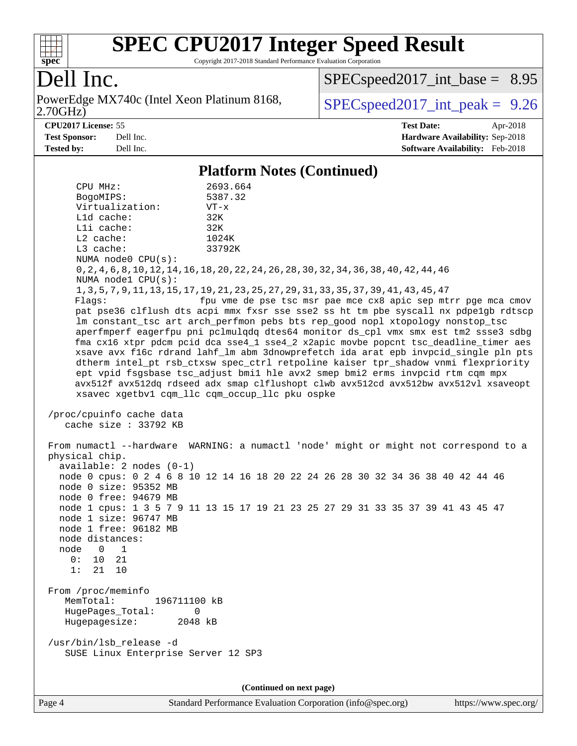# SPEC CPU2017 Integer Speed Result

Copyright 2017-2018 Standard Performance Evaluation Corporation

## Dell Inc.

PowerEdge MX740c (Intel Xeon Platinum 8168, 2.70GHz)

SPECspeed2017_int_base = 8.95

SPECspeed2017_int_peak = 9.26

**CPU2017 License:** 55
**Test Sponsor:** Dell Inc.
**Tested by:** Dell Inc.

**Test Date:** Apr-2018
**Hardware Availability:** Sep-2018
**Software Availability:** Feb-2018

## Platform Notes (Continued)

```
     CPU MHz:                 2693.664
     BogoMIPS:                5387.32
     Virtualization:          VT-x
     L1d cache:               32K
     L1i cache:               32K
     L2 cache:                1024K
     L3 cache:                33792K
     NUMA node0 CPU(s):
     0,2,4,6,8,10,12,14,16,18,20,22,24,26,28,30,32,34,36,38,40,42,44,46
     NUMA node1 CPU(s):
     1,3,5,7,9,11,13,15,17,19,21,23,25,27,29,31,33,35,37,39,41,43,45,47
     Flags:                   fpu vme de pse tsc msr pae mce cx8 apic sep mtrr pge mca cmov
     pat pse36 clflush dts acpi mmx fxsr sse sse2 ss ht tm pbe syscall nx pdpe1gb rdtscp
     lm constant_tsc art arch_perfmon pebs bts rep_good nopl xtopology nonstop_tsc
     aperfmperf eagerfpu pni pclmulqdq dtes64 monitor ds_cpl vmx smx est tm2 ssse3 sdbg
     fma cx16 xtpr pdcm pcid dca sse4_1 sse4_2 x2apic movbe popcnt tsc_deadline_timer aes
     xsave avx f16c rdrand lahf_lm abm 3dnowprefetch ida arat epb invpcid_single pln pts
     dtherm intel_pt rsb_ctxsw spec_ctrl retpoline kaiser tpr_shadow vnmi flexpriority
     ept vpid fsgsbase tsc_adjust bmi1 hle avx2 smep bmi2 erms invpcid rtm cqm mpx
     avx512f avx512dq rdseed adx smap clflushopt clwb avx512cd avx512bw avx512vl xsaveopt
     xsavec xgetbv1 cqm_llc cqm_occup_llc pku ospke

 /proc/cpuinfo cache data
    cache size : 33792 KB

 From numactl --hardware  WARNING: a numactl 'node' might or might not correspond to a
 physical chip.
   available: 2 nodes (0-1)
   node 0 cpus: 0 2 4 6 8 10 12 14 16 18 20 22 24 26 28 30 32 34 36 38 40 42 44 46
   node 0 size: 95352 MB
   node 0 free: 94679 MB
   node 1 cpus: 1 3 5 7 9 11 13 15 17 19 21 23 25 27 29 31 33 35 37 39 41 43 45 47
   node 1 size: 96747 MB
   node 1 free: 96182 MB
   node distances:
   node   0   1
     0:  10  21
     1:  21  10

 From /proc/meminfo
    MemTotal:       196711100 kB
    HugePages_Total:       0
    Hugepagesize:       2048 kB

 /usr/bin/lsb_release -d
    SUSE Linux Enterprise Server 12 SP3
```

(Continued on next page)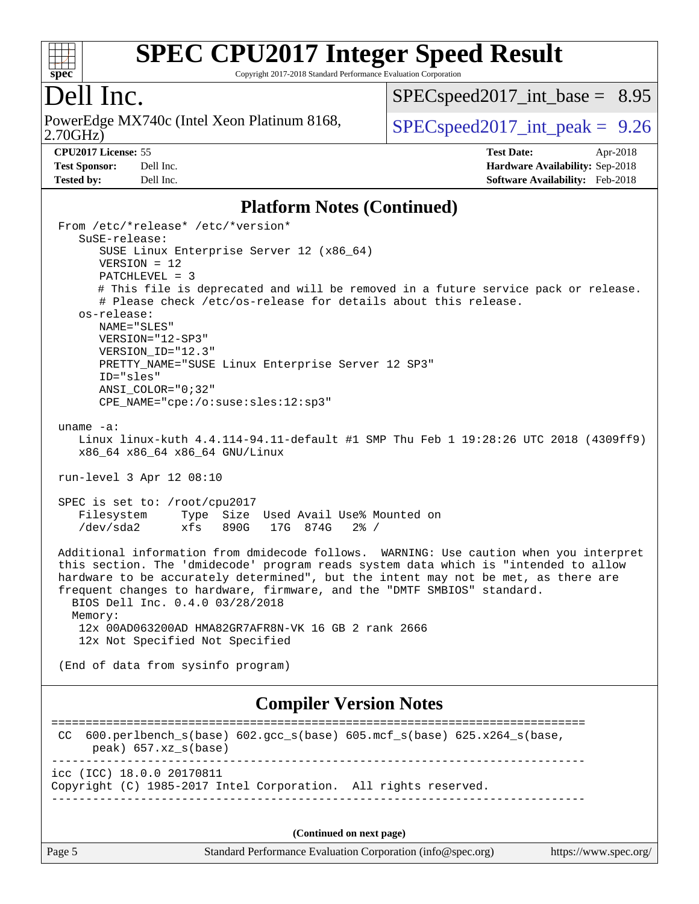# SPEC CPU2017 Integer Speed Result

Copyright 2017-2018 Standard Performance Evaluation Corporation

## Dell Inc.

PowerEdge MX740c (Intel Xeon Platinum 8168, 2.70GHz)

SPECspeed2017_int_base = 8.95

SPECspeed2017_int_peak = 9.26

**CPU2017 License:** 55
**Test Sponsor:** Dell Inc.
**Tested by:** Dell Inc.

**Test Date:** Apr-2018
**Hardware Availability:** Sep-2018
**Software Availability:** Feb-2018

## Platform Notes (Continued)

```
 From /etc/*release* /etc/*version*
    SuSE-release:
       SUSE Linux Enterprise Server 12 (x86_64)
       VERSION = 12
       PATCHLEVEL = 3
       # This file is deprecated and will be removed in a future service pack or release.
       # Please check /etc/os-release for details about this release.
    os-release:
       NAME="SLES"
       VERSION="12-SP3"
       VERSION_ID="12.3"
       PRETTY_NAME="SUSE Linux Enterprise Server 12 SP3"
       ID="sles"
       ANSI_COLOR="0;32"
       CPE_NAME="cpe:/o:suse:sles:12:sp3"

 uname -a:
    Linux linux-kuth 4.4.114-94.11-default #1 SMP Thu Feb 1 19:28:26 UTC 2018 (4309ff9)
    x86_64 x86_64 x86_64 GNU/Linux

 run-level 3 Apr 12 08:10

 SPEC is set to: /root/cpu2017
    Filesystem     Type  Size  Used Avail Use% Mounted on
    /dev/sda2      xfs   890G   17G  874G   2% /

 Additional information from dmidecode follows.  WARNING: Use caution when you interpret
 this section. The 'dmidecode' program reads system data which is "intended to allow
 hardware to be accurately determined", but the intent may not be met, as there are
 frequent changes to hardware, firmware, and the "DMTF SMBIOS" standard.
   BIOS Dell Inc. 0.4.0 03/28/2018
   Memory:
    12x 00AD063200AD HMA82GR7AFR8N-VK 16 GB 2 rank 2666
    12x Not Specified Not Specified

 (End of data from sysinfo program)
```

## Compiler Version Notes

```
==============================================================================
 CC  600.perlbench_s(base) 602.gcc_s(base) 605.mcf_s(base) 625.x264_s(base,
      peak) 657.xz_s(base)
------------------------------------------------------------------------------
icc (ICC) 18.0.0 20170811
Copyright (C) 1985-2017 Intel Corporation.  All rights reserved.
------------------------------------------------------------------------------
```

(Continued on next page)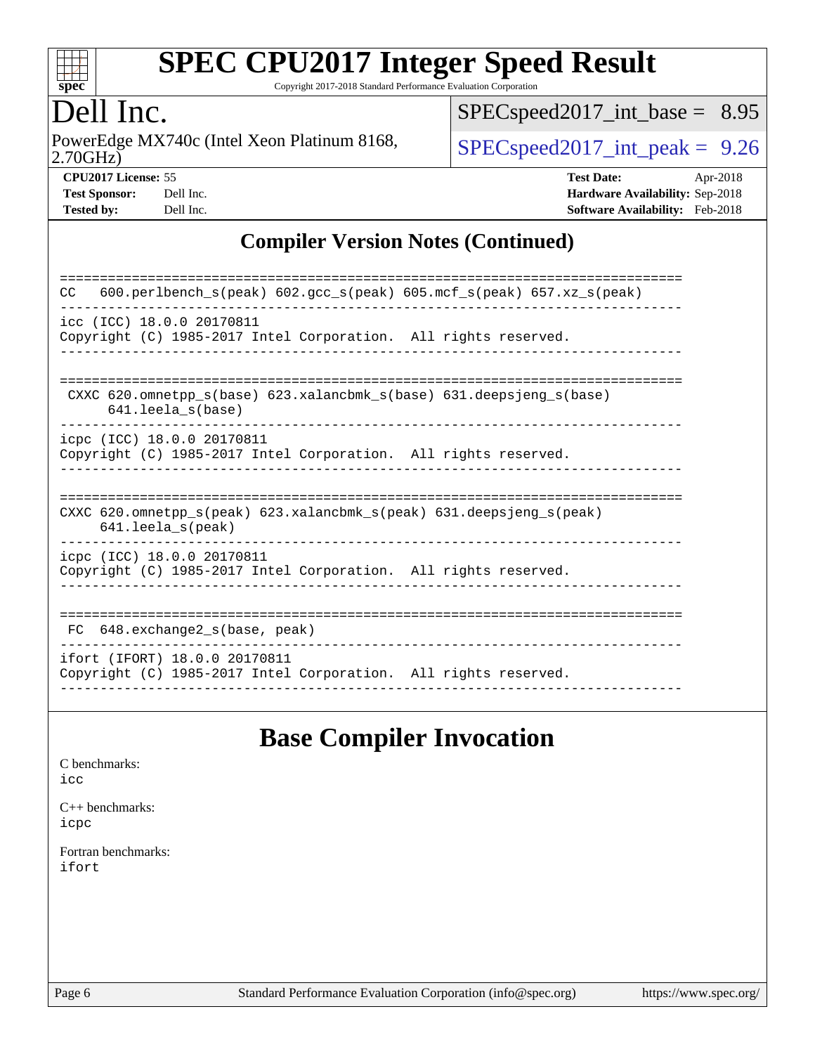# Dell Inc.

PowerEdge MX740c (Intel Xeon Platinum 8168, 2.70GHz)

SPECspeed2017_int_base = 8.95

SPECspeed2017_int_peak = 9.26

**CPU2017 License:** 55
**Test Sponsor:** Dell Inc.
**Tested by:** Dell Inc.

**Test Date:** Apr-2018
**Hardware Availability:** Sep-2018
**Software Availability:** Feb-2018

## Compiler Version Notes (Continued)

```
==============================================================================
CC   600.perlbench_s(peak) 602.gcc_s(peak) 605.mcf_s(peak) 657.xz_s(peak)
------------------------------------------------------------------------------
icc (ICC) 18.0.0 20170811
Copyright (C) 1985-2017 Intel Corporation.  All rights reserved.
------------------------------------------------------------------------------

==============================================================================
 CXXC 620.omnetpp_s(base) 623.xalancbmk_s(base) 631.deepsjeng_s(base)
      641.leela_s(base)
------------------------------------------------------------------------------
icpc (ICC) 18.0.0 20170811
Copyright (C) 1985-2017 Intel Corporation.  All rights reserved.
------------------------------------------------------------------------------

==============================================================================
CXXC 620.omnetpp_s(peak) 623.xalancbmk_s(peak) 631.deepsjeng_s(peak)
     641.leela_s(peak)
------------------------------------------------------------------------------
icpc (ICC) 18.0.0 20170811
Copyright (C) 1985-2017 Intel Corporation.  All rights reserved.
------------------------------------------------------------------------------

==============================================================================
 FC  648.exchange2_s(base, peak)
------------------------------------------------------------------------------
ifort (IFORT) 18.0.0 20170811
Copyright (C) 1985-2017 Intel Corporation.  All rights reserved.
------------------------------------------------------------------------------
```

## Base Compiler Invocation

C benchmarks:
icc

C++ benchmarks:
icpc

Fortran benchmarks:
ifort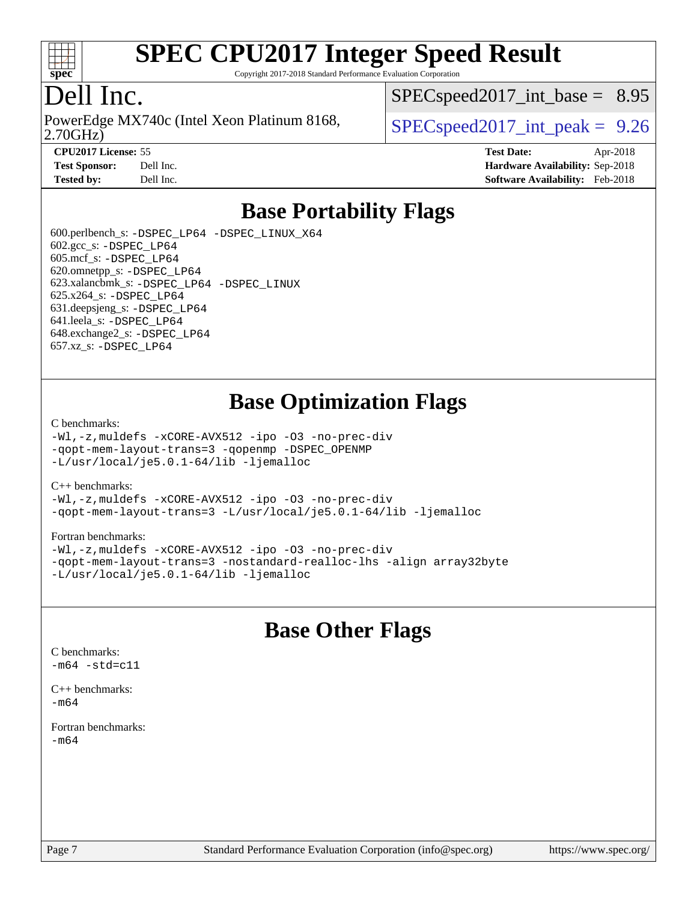# SPEC CPU2017 Integer Speed Result

Copyright 2017-2018 Standard Performance Evaluation Corporation

## Dell Inc.

PowerEdge MX740c (Intel Xeon Platinum 8168, 2.70GHz)

SPECspeed2017_int_base = 8.95

SPECspeed2017_int_peak = 9.26

**CPU2017 License:** 55
**Test Sponsor:** Dell Inc.
**Tested by:** Dell Inc.

**Test Date:** Apr-2018
**Hardware Availability:** Sep-2018
**Software Availability:** Feb-2018

## Base Portability Flags

600.perlbench_s: -DSPEC_LP64 -DSPEC_LINUX_X64
602.gcc_s: -DSPEC_LP64
605.mcf_s: -DSPEC_LP64
620.omnetpp_s: -DSPEC_LP64
623.xalancbmk_s: -DSPEC_LP64 -DSPEC_LINUX
625.x264_s: -DSPEC_LP64
631.deepsjeng_s: -DSPEC_LP64
641.leela_s: -DSPEC_LP64
648.exchange2_s: -DSPEC_LP64
657.xz_s: -DSPEC_LP64

## Base Optimization Flags

C benchmarks:
-Wl,-z,muldefs -xCORE-AVX512 -ipo -O3 -no-prec-div
-qopt-mem-layout-trans=3 -qopenmp -DSPEC_OPENMP
-L/usr/local/je5.0.1-64/lib -ljemalloc

C++ benchmarks:
-Wl,-z,muldefs -xCORE-AVX512 -ipo -O3 -no-prec-div
-qopt-mem-layout-trans=3 -L/usr/local/je5.0.1-64/lib -ljemalloc

Fortran benchmarks:
-Wl,-z,muldefs -xCORE-AVX512 -ipo -O3 -no-prec-div
-qopt-mem-layout-trans=3 -nostandard-realloc-lhs -align array32byte
-L/usr/local/je5.0.1-64/lib -ljemalloc

## Base Other Flags

C benchmarks:
-m64 -std=c11

C++ benchmarks:
-m64

Fortran benchmarks:
-m64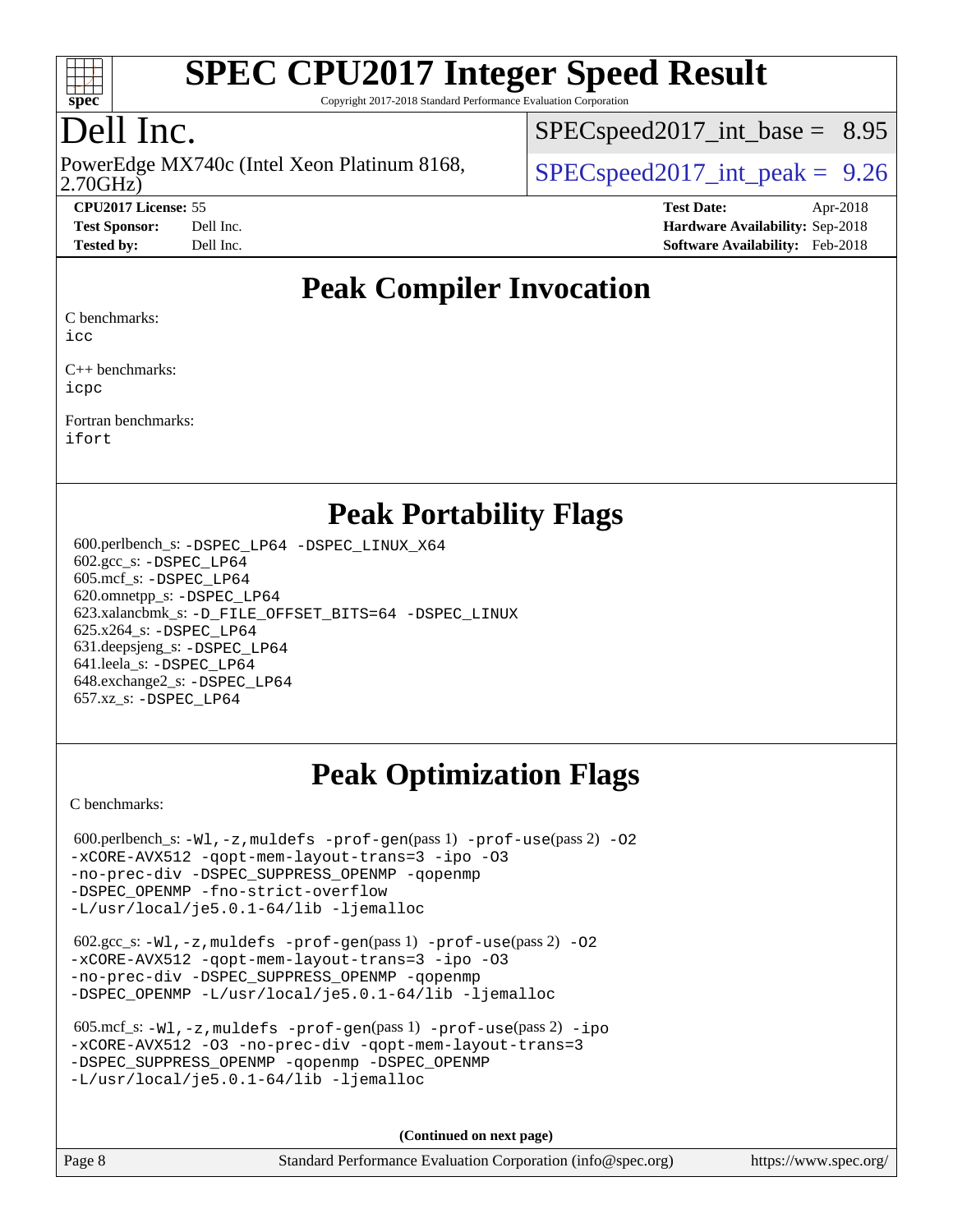# SPEC CPU2017 Integer Speed Result

Copyright 2017-2018 Standard Performance Evaluation Corporation

# Dell Inc.

PowerEdge MX740c (Intel Xeon Platinum 8168, 2.70GHz)

SPECspeed2017_int_base = 8.95

SPECspeed2017_int_peak = 9.26

**CPU2017 License:** 55
**Test Sponsor:** Dell Inc.
**Tested by:** Dell Inc.

**Test Date:** Apr-2018
**Hardware Availability:** Sep-2018
**Software Availability:** Feb-2018

## Peak Compiler Invocation

C benchmarks:
icc

C++ benchmarks:
icpc

Fortran benchmarks:
ifort

## Peak Portability Flags

600.perlbench_s: -DSPEC_LP64 -DSPEC_LINUX_X64
602.gcc_s: -DSPEC_LP64
605.mcf_s: -DSPEC_LP64
620.omnetpp_s: -DSPEC_LP64
623.xalancbmk_s: -D_FILE_OFFSET_BITS=64 -DSPEC_LINUX
625.x264_s: -DSPEC_LP64
631.deepsjeng_s: -DSPEC_LP64
641.leela_s: -DSPEC_LP64
648.exchange2_s: -DSPEC_LP64
657.xz_s: -DSPEC_LP64

## Peak Optimization Flags

C benchmarks:

600.perlbench_s: -Wl,-z,muldefs -prof-gen(pass 1) -prof-use(pass 2) -O2 -xCORE-AVX512 -qopt-mem-layout-trans=3 -ipo -O3 -no-prec-div -DSPEC_SUPPRESS_OPENMP -qopenmp -DSPEC_OPENMP -fno-strict-overflow -L/usr/local/je5.0.1-64/lib -ljemalloc

602.gcc_s: -Wl,-z,muldefs -prof-gen(pass 1) -prof-use(pass 2) -O2 -xCORE-AVX512 -qopt-mem-layout-trans=3 -ipo -O3 -no-prec-div -DSPEC_SUPPRESS_OPENMP -qopenmp -DSPEC_OPENMP -L/usr/local/je5.0.1-64/lib -ljemalloc

605.mcf_s: -Wl,-z,muldefs -prof-gen(pass 1) -prof-use(pass 2) -ipo -xCORE-AVX512 -O3 -no-prec-div -qopt-mem-layout-trans=3 -DSPEC_SUPPRESS_OPENMP -qopenmp -DSPEC_OPENMP -L/usr/local/je5.0.1-64/lib -ljemalloc

**(Continued on next page)**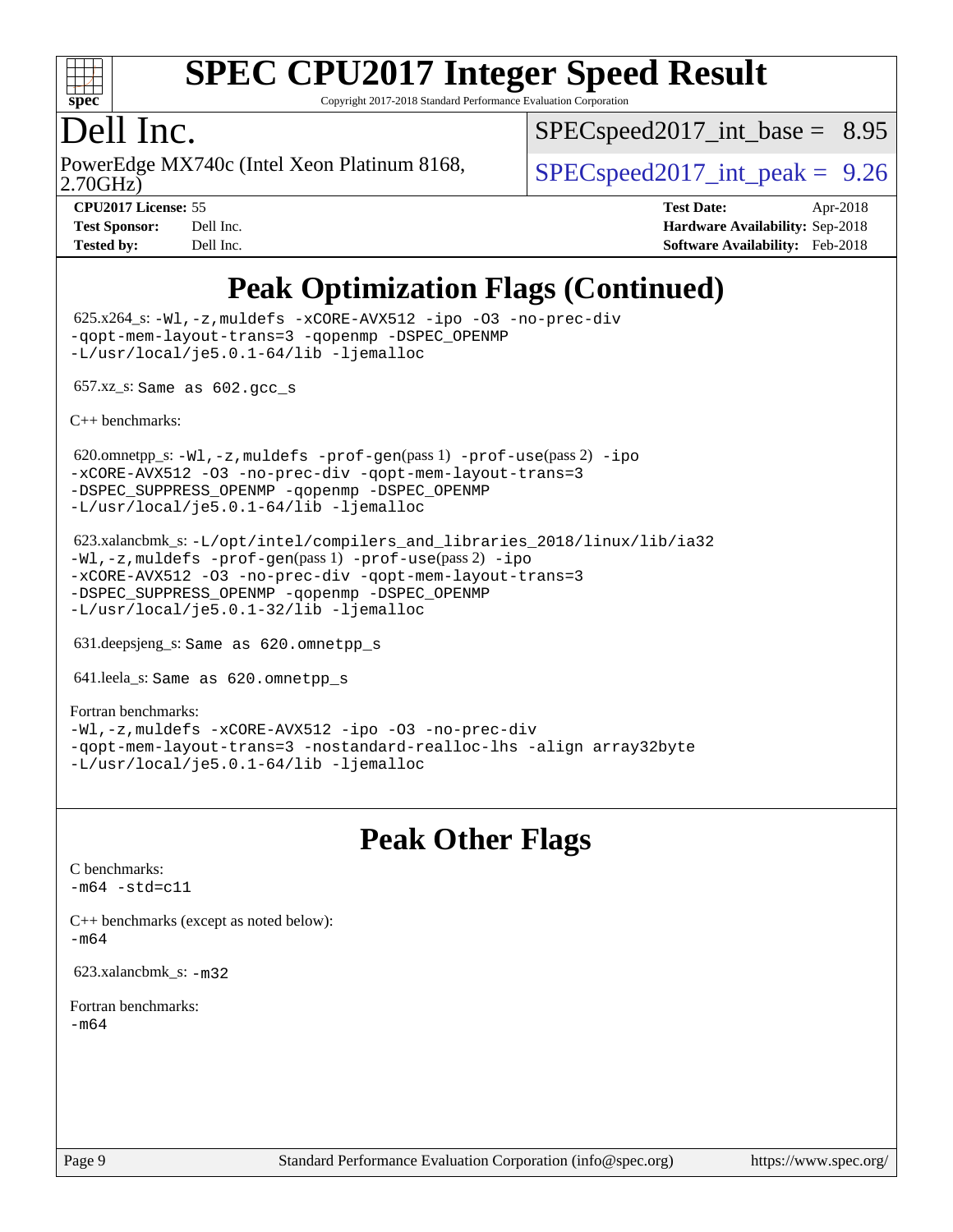# SPEC CPU2017 Integer Speed Result

Copyright 2017-2018 Standard Performance Evaluation Corporation

## Dell Inc.

PowerEdge MX740c (Intel Xeon Platinum 8168, 2.70GHz)

SPECspeed2017_int_base = 8.95

SPECspeed2017_int_peak = 9.26

**CPU2017 License:** 55
**Test Sponsor:** Dell Inc.
**Tested by:** Dell Inc.

**Test Date:** Apr-2018
**Hardware Availability:** Sep-2018
**Software Availability:** Feb-2018

## Peak Optimization Flags (Continued)

625.x264_s: `-Wl,-z,muldefs -xCORE-AVX512 -ipo -O3 -no-prec-div -qopt-mem-layout-trans=3 -qopenmp -DSPEC_OPENMP -L/usr/local/je5.0.1-64/lib -ljemalloc`

657.xz_s: `Same as 602.gcc_s`

C++ benchmarks:

620.omnetpp_s: `-Wl,-z,muldefs -prof-gen`(pass 1) `-prof-use`(pass 2) `-ipo -xCORE-AVX512 -O3 -no-prec-div -qopt-mem-layout-trans=3 -DSPEC_SUPPRESS_OPENMP -qopenmp -DSPEC_OPENMP -L/usr/local/je5.0.1-64/lib -ljemalloc`

623.xalancbmk_s: `-L/opt/intel/compilers_and_libraries_2018/linux/lib/ia32 -Wl,-z,muldefs -prof-gen`(pass 1) `-prof-use`(pass 2) `-ipo -xCORE-AVX512 -O3 -no-prec-div -qopt-mem-layout-trans=3 -DSPEC_SUPPRESS_OPENMP -qopenmp -DSPEC_OPENMP -L/usr/local/je5.0.1-32/lib -ljemalloc`

631.deepsjeng_s: `Same as 620.omnetpp_s`

641.leela_s: `Same as 620.omnetpp_s`

Fortran benchmarks:
`-Wl,-z,muldefs -xCORE-AVX512 -ipo -O3 -no-prec-div -qopt-mem-layout-trans=3 -nostandard-realloc-lhs -align array32byte -L/usr/local/je5.0.1-64/lib -ljemalloc`

## Peak Other Flags

C benchmarks:
`-m64 -std=c11`

C++ benchmarks (except as noted below):
`-m64`

623.xalancbmk_s: `-m32`

Fortran benchmarks:
`-m64`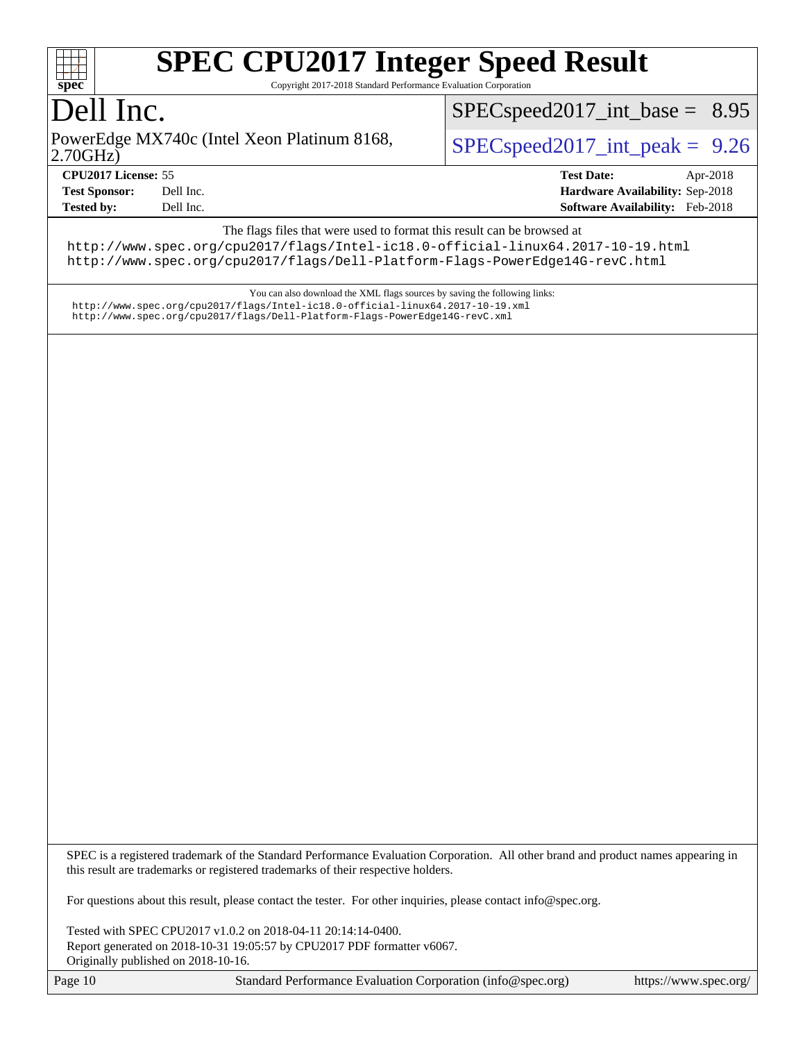# SPEC CPU2017 Integer Speed Result

Copyright 2017-2018 Standard Performance Evaluation Corporation

## Dell Inc.

PowerEdge MX740c (Intel Xeon Platinum 8168, 2.70GHz)

SPECspeed2017_int_base = 8.95

SPECspeed2017_int_peak = 9.26

**CPU2017 License:** 55
**Test Sponsor:** Dell Inc.
**Tested by:** Dell Inc.

**Test Date:** Apr-2018
**Hardware Availability:** Sep-2018
**Software Availability:** Feb-2018

The flags files that were used to format this result can be browsed at

```
http://www.spec.org/cpu2017/flags/Intel-ic18.0-official-linux64.2017-10-19.html
http://www.spec.org/cpu2017/flags/Dell-Platform-Flags-PowerEdge14G-revC.html
```

You can also download the XML flags sources by saving the following links:

```
http://www.spec.org/cpu2017/flags/Intel-ic18.0-official-linux64.2017-10-19.xml
http://www.spec.org/cpu2017/flags/Dell-Platform-Flags-PowerEdge14G-revC.xml
```

SPEC is a registered trademark of the Standard Performance Evaluation Corporation. All other brand and product names appearing in this result are trademarks or registered trademarks of their respective holders.

For questions about this result, please contact the tester. For other inquiries, please contact info@spec.org.

Tested with SPEC CPU2017 v1.0.2 on 2018-04-11 20:14:14-0400.
Report generated on 2018-10-31 19:05:57 by CPU2017 PDF formatter v6067.
Originally published on 2018-10-16.